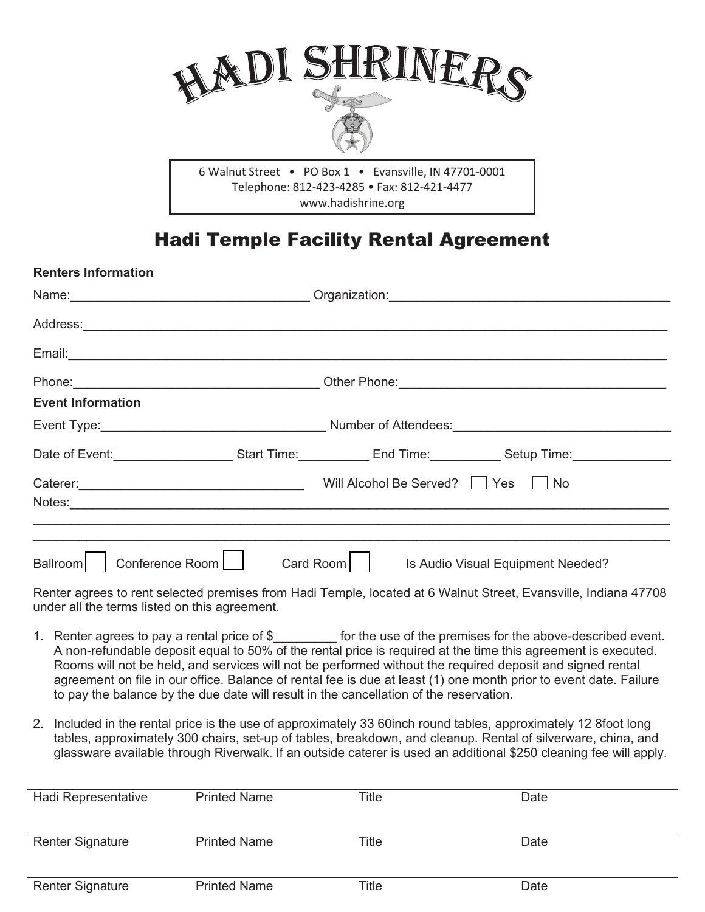# HADI SHRINERS

6 Walnut Street • PO Box 1 • Evansville, IN 47701-0001
Telephone: 812-423-4285 • Fax: 812-421-4477
www.hadishrine.org

## Hadi Temple Facility Rental Agreement

**Renters Information**

Name:_________________________________ Organization:_______________________________________

Address:_________________________________________________________________________________

Email:__________________________________________________________________________________

Phone:__________________________________ Other Phone:____________________________________

**Event Information**

Event Type:________________________________ Number of Attendees:______________________________

Date of Event:________________ Start Time:__________ End Time:__________ Setup Time:______________

Caterer:_______________________________ Will Alcohol Be Served? ☐ Yes ☐ No

Notes:__________________________________________________________________________________

_______________________________________________________________________________________

_______________________________________________________________________________________

Ballroom ☐ Conference Room ☐ Card Room ☐ Is Audio Visual Equipment Needed?

Renter agrees to rent selected premises from Hadi Temple, located at 6 Walnut Street, Evansville, Indiana 47708 under all the terms listed on this agreement.

1. Renter agrees to pay a rental price of $_________ for the use of the premises for the above-described event. A non-refundable deposit equal to 50% of the rental price is required at the time this agreement is executed. Rooms will not be held, and services will not be performed without the required deposit and signed rental agreement on file in our office. Balance of rental fee is due at least (1) one month prior to event date. Failure to pay the balance by the due date will result in the cancellation of the reservation.

2. Included in the rental price is the use of approximately 33 60inch round tables, approximately 12 8foot long tables, approximately 300 chairs, set-up of tables, breakdown, and cleanup. Rental of silverware, china, and glassware available through Riverwalk. If an outside caterer is used an additional $250 cleaning fee will apply.

_______________________________________________________________________________________
Hadi Representative Printed Name Title Date

_______________________________________________________________________________________
Renter Signature Printed Name Title Date

_______________________________________________________________________________________
Renter Signature Printed Name Title Date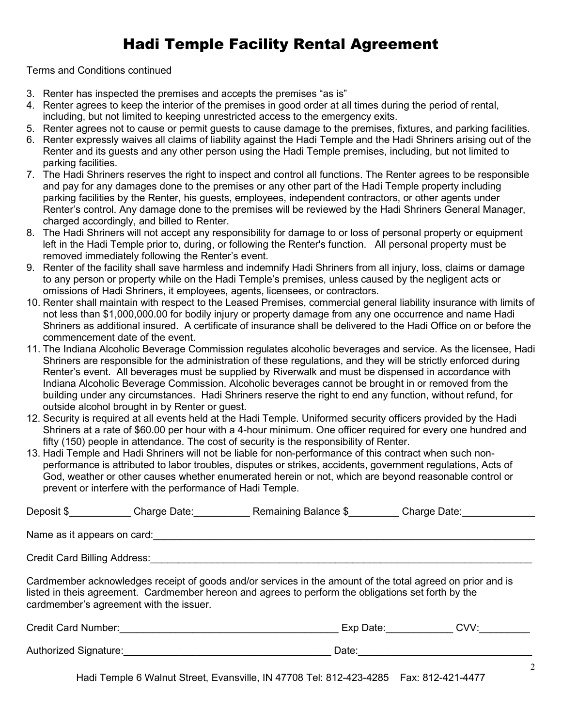# Hadi Temple Facility Rental Agreement

Terms and Conditions continued

3. Renter has inspected the premises and accepts the premises "as is"
4. Renter agrees to keep the interior of the premises in good order at all times during the period of rental, including, but not limited to keeping unrestricted access to the emergency exits.
5. Renter agrees not to cause or permit guests to cause damage to the premises, fixtures, and parking facilities.
6. Renter expressly waives all claims of liability against the Hadi Temple and the Hadi Shriners arising out of the Renter and its guests and any other person using the Hadi Temple premises, including, but not limited to parking facilities.
7. The Hadi Shriners reserves the right to inspect and control all functions. The Renter agrees to be responsible and pay for any damages done to the premises or any other part of the Hadi Temple property including parking facilities by the Renter, his guests, employees, independent contractors, or other agents under Renter's control. Any damage done to the premises will be reviewed by the Hadi Shriners General Manager, charged accordingly, and billed to Renter.
8. The Hadi Shriners will not accept any responsibility for damage to or loss of personal property or equipment left in the Hadi Temple prior to, during, or following the Renter's function. All personal property must be removed immediately following the Renter's event.
9. Renter of the facility shall save harmless and indemnify Hadi Shriners from all injury, loss, claims or damage to any person or property while on the Hadi Temple's premises, unless caused by the negligent acts or omissions of Hadi Shriners, it employees, agents, licensees, or contractors.
10. Renter shall maintain with respect to the Leased Premises, commercial general liability insurance with limits of not less than $1,000,000.00 for bodily injury or property damage from any one occurrence and name Hadi Shriners as additional insured. A certificate of insurance shall be delivered to the Hadi Office on or before the commencement date of the event.
11. The Indiana Alcoholic Beverage Commission regulates alcoholic beverages and service. As the licensee, Hadi Shriners are responsible for the administration of these regulations, and they will be strictly enforced during Renter's event. All beverages must be supplied by Riverwalk and must be dispensed in accordance with Indiana Alcoholic Beverage Commission. Alcoholic beverages cannot be brought in or removed from the building under any circumstances. Hadi Shriners reserve the right to end any function, without refund, for outside alcohol brought in by Renter or guest.
12. Security is required at all events held at the Hadi Temple. Uniformed security officers provided by the Hadi Shriners at a rate of $60.00 per hour with a 4-hour minimum. One officer required for every one hundred and fifty (150) people in attendance. The cost of security is the responsibility of Renter.
13. Hadi Temple and Hadi Shriners will not be liable for non-performance of this contract when such non-performance is attributed to labor troubles, disputes or strikes, accidents, government regulations, Acts of God, weather or other causes whether enumerated herein or not, which are beyond reasonable control or prevent or interfere with the performance of Hadi Temple.

Deposit $___________ Charge Date:__________ Remaining Balance $_________ Charge Date:_____________

Name as it appears on card:___________________________________________________________________

Credit Card Billing Address:___________________________________________________________________

Cardmember acknowledges receipt of goods and/or services in the amount of the total agreed on prior and is listed in theis agreement. Cardmember hereon and agrees to perform the obligations set forth by the cardmember's agreement with the issuer.

Credit Card Number:________________________________________ Exp Date:____________ CVV:_________

Authorized Signature:_____________________________________ Date:_______________________________

Hadi Temple 6 Walnut Street, Evansville, IN 47708 Tel: 812-423-4285 Fax: 812-421-4477